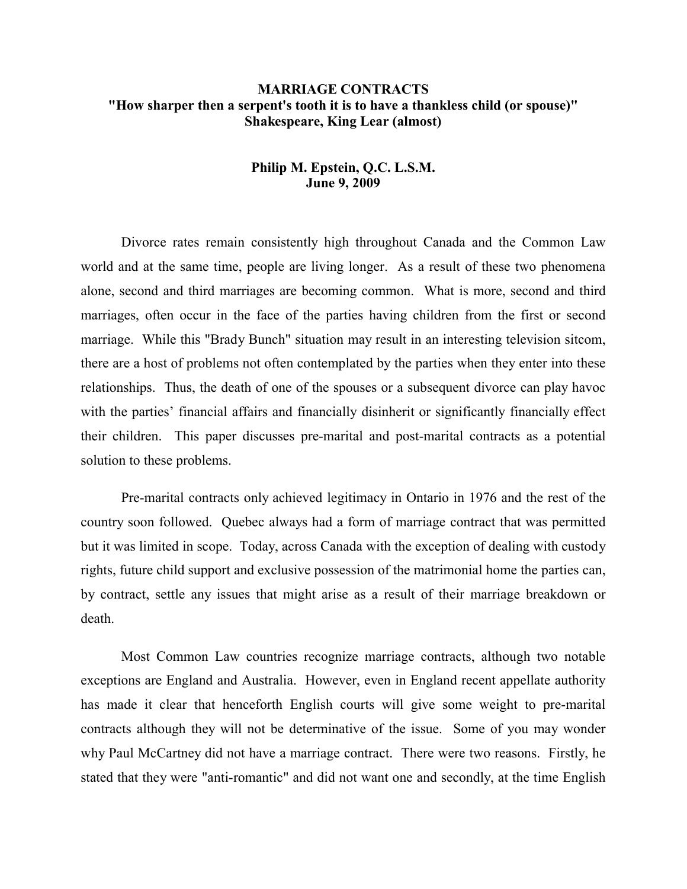# MARRIAGE CONTRACTS

## "How sharper then a serpent's tooth it is to have a thankless child (or spouse)" Shakespeare, King Lear (almost)

**Philip M. Epstein, Q.C. L.S.M.**
**June 9, 2009**

Divorce rates remain consistently high throughout Canada and the Common Law world and at the same time, people are living longer. As a result of these two phenomena alone, second and third marriages are becoming common. What is more, second and third marriages, often occur in the face of the parties having children from the first or second marriage. While this "Brady Bunch" situation may result in an interesting television sitcom, there are a host of problems not often contemplated by the parties when they enter into these relationships. Thus, the death of one of the spouses or a subsequent divorce can play havoc with the parties' financial affairs and financially disinherit or significantly financially effect their children. This paper discusses pre-marital and post-marital contracts as a potential solution to these problems.

Pre-marital contracts only achieved legitimacy in Ontario in 1976 and the rest of the country soon followed. Quebec always had a form of marriage contract that was permitted but it was limited in scope. Today, across Canada with the exception of dealing with custody rights, future child support and exclusive possession of the matrimonial home the parties can, by contract, settle any issues that might arise as a result of their marriage breakdown or death.

Most Common Law countries recognize marriage contracts, although two notable exceptions are England and Australia. However, even in England recent appellate authority has made it clear that henceforth English courts will give some weight to pre-marital contracts although they will not be determinative of the issue. Some of you may wonder why Paul McCartney did not have a marriage contract. There were two reasons. Firstly, he stated that they were "anti-romantic" and did not want one and secondly, at the time English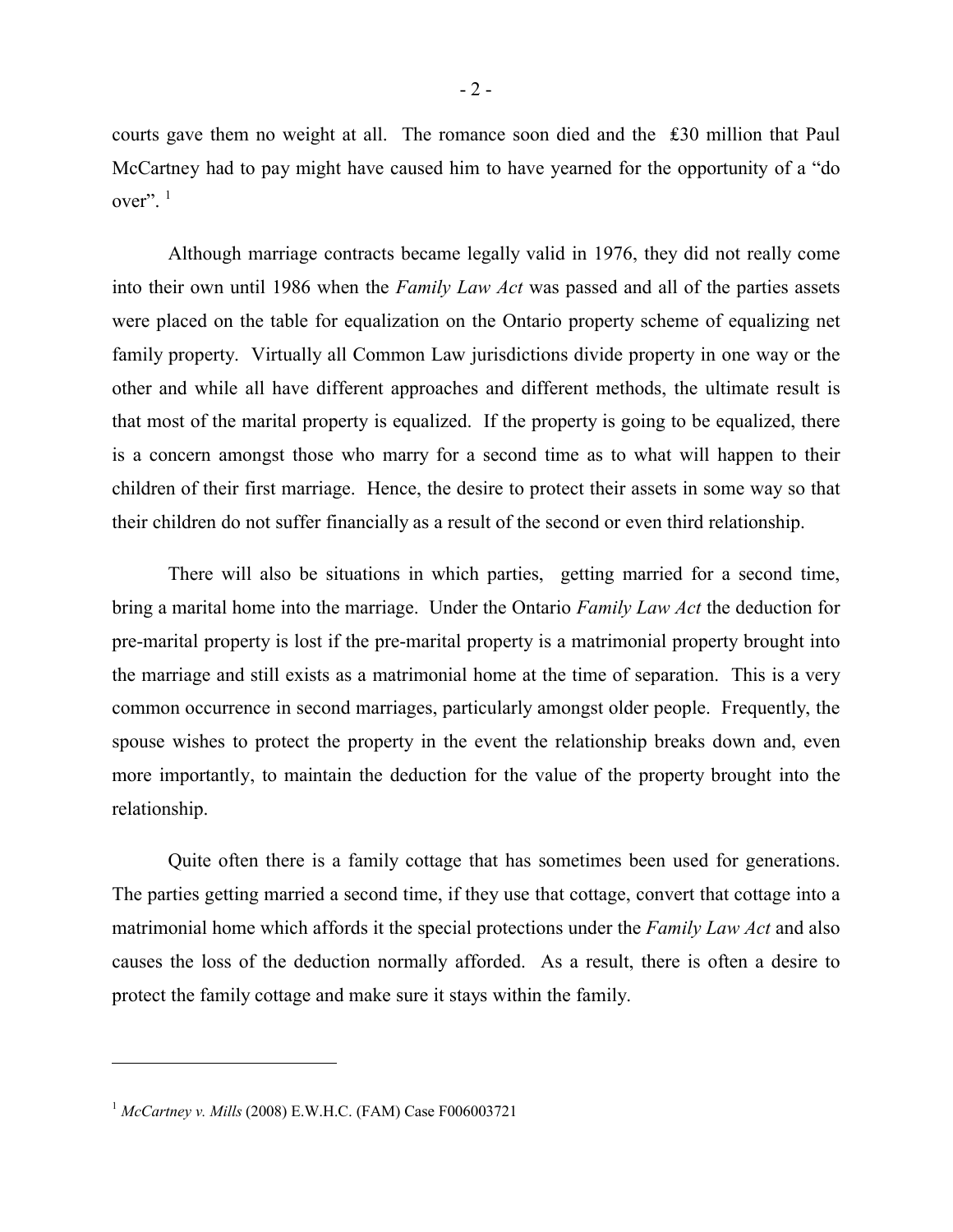courts gave them no weight at all. The romance soon died and the ₤30 million that Paul McCartney had to pay might have caused him to have yearned for the opportunity of a "do over". [1]

Although marriage contracts became legally valid in 1976, they did not really come into their own until 1986 when the *Family Law Act* was passed and all of the parties assets were placed on the table for equalization on the Ontario property scheme of equalizing net family property. Virtually all Common Law jurisdictions divide property in one way or the other and while all have different approaches and different methods, the ultimate result is that most of the marital property is equalized. If the property is going to be equalized, there is a concern amongst those who marry for a second time as to what will happen to their children of their first marriage. Hence, the desire to protect their assets in some way so that their children do not suffer financially as a result of the second or even third relationship.

There will also be situations in which parties, getting married for a second time, bring a marital home into the marriage. Under the Ontario *Family Law Act* the deduction for pre-marital property is lost if the pre-marital property is a matrimonial property brought into the marriage and still exists as a matrimonial home at the time of separation. This is a very common occurrence in second marriages, particularly amongst older people. Frequently, the spouse wishes to protect the property in the event the relationship breaks down and, even more importantly, to maintain the deduction for the value of the property brought into the relationship.

Quite often there is a family cottage that has sometimes been used for generations. The parties getting married a second time, if they use that cottage, convert that cottage into a matrimonial home which affords it the special protections under the *Family Law Act* and also causes the loss of the deduction normally afforded. As a result, there is often a desire to protect the family cottage and make sure it stays within the family.

---

[1] *McCartney v. Mills* (2008) E.W.H.C. (FAM) Case F006003721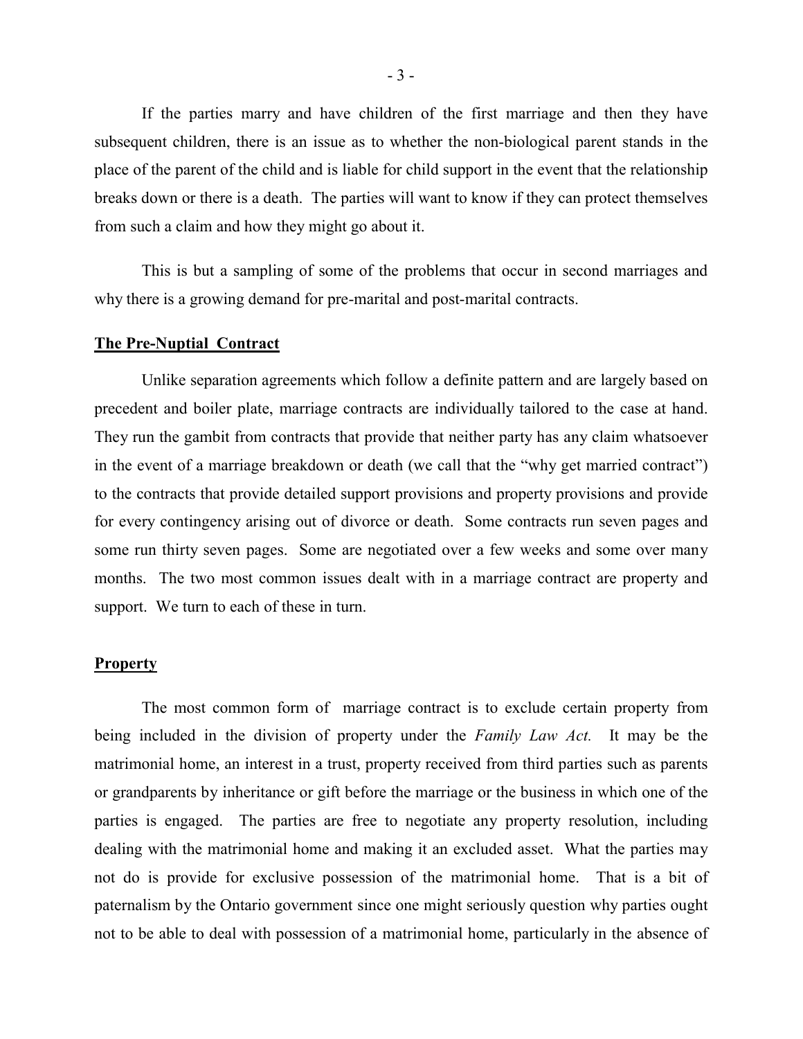If the parties marry and have children of the first marriage and then they have subsequent children, there is an issue as to whether the non-biological parent stands in the place of the parent of the child and is liable for child support in the event that the relationship breaks down or there is a death. The parties will want to know if they can protect themselves from such a claim and how they might go about it.

This is but a sampling of some of the problems that occur in second marriages and why there is a growing demand for pre-marital and post-marital contracts.

## The Pre-Nuptial Contract

Unlike separation agreements which follow a definite pattern and are largely based on precedent and boiler plate, marriage contracts are individually tailored to the case at hand. They run the gambit from contracts that provide that neither party has any claim whatsoever in the event of a marriage breakdown or death (we call that the "why get married contract") to the contracts that provide detailed support provisions and property provisions and provide for every contingency arising out of divorce or death. Some contracts run seven pages and some run thirty seven pages. Some are negotiated over a few weeks and some over many months. The two most common issues dealt with in a marriage contract are property and support. We turn to each of these in turn.

## Property

The most common form of marriage contract is to exclude certain property from being included in the division of property under the *Family Law Act.* It may be the matrimonial home, an interest in a trust, property received from third parties such as parents or grandparents by inheritance or gift before the marriage or the business in which one of the parties is engaged. The parties are free to negotiate any property resolution, including dealing with the matrimonial home and making it an excluded asset. What the parties may not do is provide for exclusive possession of the matrimonial home. That is a bit of paternalism by the Ontario government since one might seriously question why parties ought not to be able to deal with possession of a matrimonial home, particularly in the absence of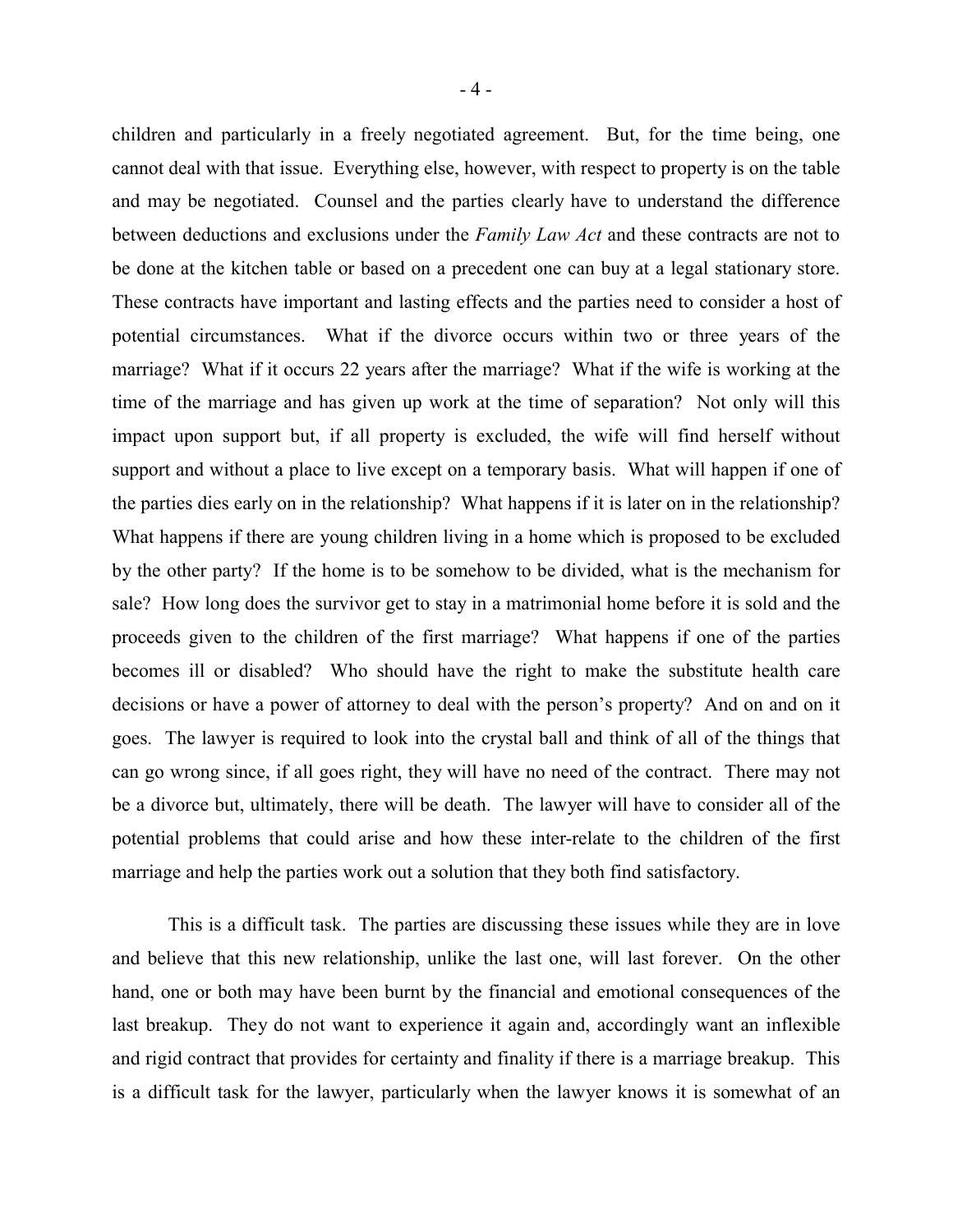children and particularly in a freely negotiated agreement. But, for the time being, one cannot deal with that issue. Everything else, however, with respect to property is on the table and may be negotiated. Counsel and the parties clearly have to understand the difference between deductions and exclusions under the *Family Law Act* and these contracts are not to be done at the kitchen table or based on a precedent one can buy at a legal stationary store. These contracts have important and lasting effects and the parties need to consider a host of potential circumstances. What if the divorce occurs within two or three years of the marriage? What if it occurs 22 years after the marriage? What if the wife is working at the time of the marriage and has given up work at the time of separation? Not only will this impact upon support but, if all property is excluded, the wife will find herself without support and without a place to live except on a temporary basis. What will happen if one of the parties dies early on in the relationship? What happens if it is later on in the relationship? What happens if there are young children living in a home which is proposed to be excluded by the other party? If the home is to be somehow to be divided, what is the mechanism for sale? How long does the survivor get to stay in a matrimonial home before it is sold and the proceeds given to the children of the first marriage? What happens if one of the parties becomes ill or disabled? Who should have the right to make the substitute health care decisions or have a power of attorney to deal with the person's property? And on and on it goes. The lawyer is required to look into the crystal ball and think of all of the things that can go wrong since, if all goes right, they will have no need of the contract. There may not be a divorce but, ultimately, there will be death. The lawyer will have to consider all of the potential problems that could arise and how these inter-relate to the children of the first marriage and help the parties work out a solution that they both find satisfactory.

This is a difficult task. The parties are discussing these issues while they are in love and believe that this new relationship, unlike the last one, will last forever. On the other hand, one or both may have been burnt by the financial and emotional consequences of the last breakup. They do not want to experience it again and, accordingly want an inflexible and rigid contract that provides for certainty and finality if there is a marriage breakup. This is a difficult task for the lawyer, particularly when the lawyer knows it is somewhat of an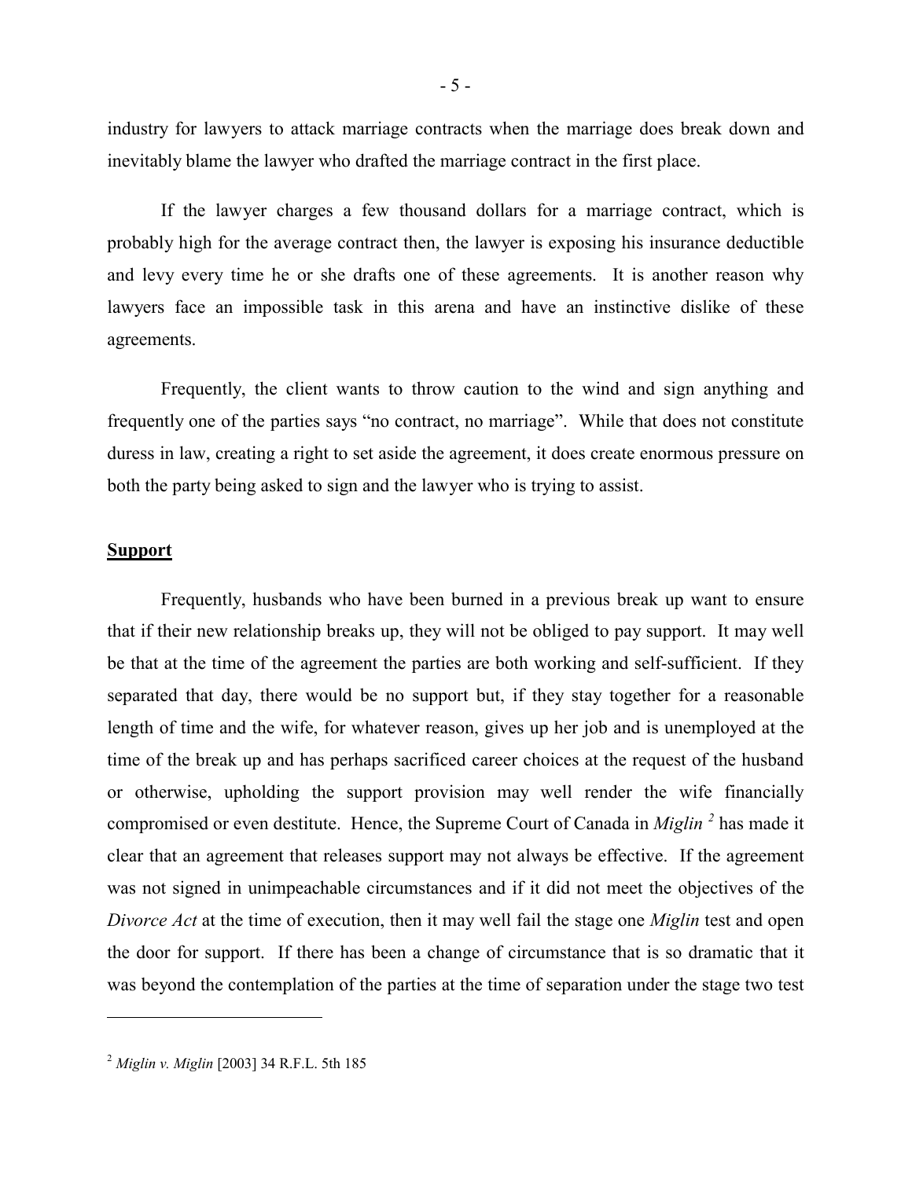industry for lawyers to attack marriage contracts when the marriage does break down and inevitably blame the lawyer who drafted the marriage contract in the first place.

If the lawyer charges a few thousand dollars for a marriage contract, which is probably high for the average contract then, the lawyer is exposing his insurance deductible and levy every time he or she drafts one of these agreements. It is another reason why lawyers face an impossible task in this arena and have an instinctive dislike of these agreements.

Frequently, the client wants to throw caution to the wind and sign anything and frequently one of the parties says "no contract, no marriage". While that does not constitute duress in law, creating a right to set aside the agreement, it does create enormous pressure on both the party being asked to sign and the lawyer who is trying to assist.

## **Support**

Frequently, husbands who have been burned in a previous break up want to ensure that if their new relationship breaks up, they will not be obliged to pay support. It may well be that at the time of the agreement the parties are both working and self-sufficient. If they separated that day, there would be no support but, if they stay together for a reasonable length of time and the wife, for whatever reason, gives up her job and is unemployed at the time of the break up and has perhaps sacrificed career choices at the request of the husband or otherwise, upholding the support provision may well render the wife financially compromised or even destitute. Hence, the Supreme Court of Canada in *Miglin* [2] has made it clear that an agreement that releases support may not always be effective. If the agreement was not signed in unimpeachable circumstances and if it did not meet the objectives of the *Divorce Act* at the time of execution, then it may well fail the stage one *Miglin* test and open the door for support. If there has been a change of circumstance that is so dramatic that it was beyond the contemplation of the parties at the time of separation under the stage two test

---

[2] *Miglin v. Miglin* [2003] 34 R.F.L. 5th 185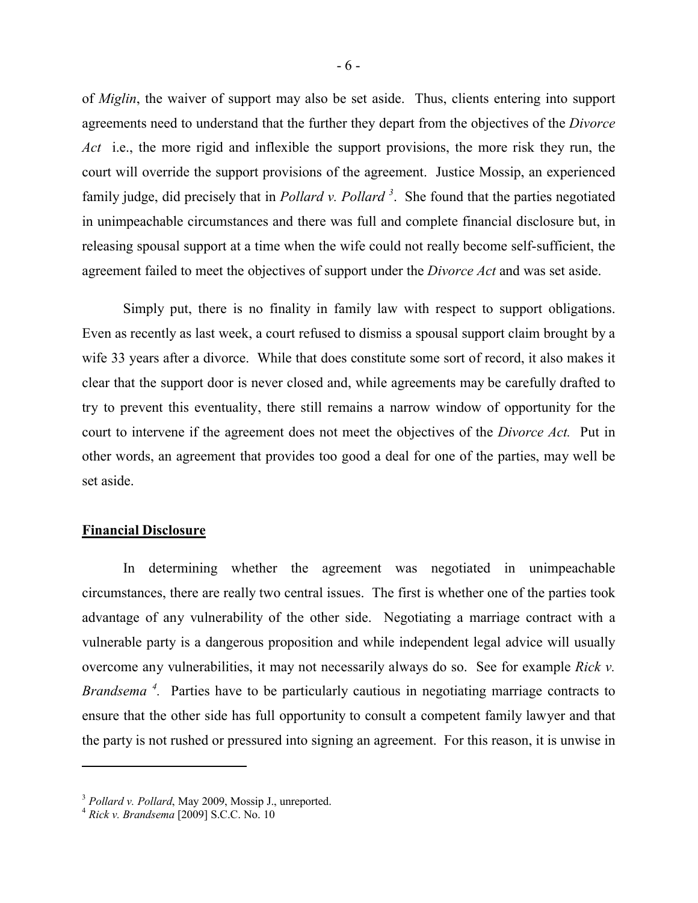of *Miglin*, the waiver of support may also be set aside. Thus, clients entering into support agreements need to understand that the further they depart from the objectives of the *Divorce Act* i.e., the more rigid and inflexible the support provisions, the more risk they run, the court will override the support provisions of the agreement. Justice Mossip, an experienced family judge, did precisely that in *Pollard v. Pollard* [3]. She found that the parties negotiated in unimpeachable circumstances and there was full and complete financial disclosure but, in releasing spousal support at a time when the wife could not really become self-sufficient, the agreement failed to meet the objectives of support under the *Divorce Act* and was set aside.

Simply put, there is no finality in family law with respect to support obligations. Even as recently as last week, a court refused to dismiss a spousal support claim brought by a wife 33 years after a divorce. While that does constitute some sort of record, it also makes it clear that the support door is never closed and, while agreements may be carefully drafted to try to prevent this eventuality, there still remains a narrow window of opportunity for the court to intervene if the agreement does not meet the objectives of the *Divorce Act.* Put in other words, an agreement that provides too good a deal for one of the parties, may well be set aside.

**Financial Disclosure**

In determining whether the agreement was negotiated in unimpeachable circumstances, there are really two central issues. The first is whether one of the parties took advantage of any vulnerability of the other side. Negotiating a marriage contract with a vulnerable party is a dangerous proposition and while independent legal advice will usually overcome any vulnerabilities, it may not necessarily always do so. See for example *Rick v. Brandsema* [4]. Parties have to be particularly cautious in negotiating marriage contracts to ensure that the other side has full opportunity to consult a competent family lawyer and that the party is not rushed or pressured into signing an agreement. For this reason, it is unwise in

---

[3] *Pollard v. Pollard*, May 2009, Mossip J., unreported.

[4] *Rick v. Brandsema* [2009] S.C.C. No. 10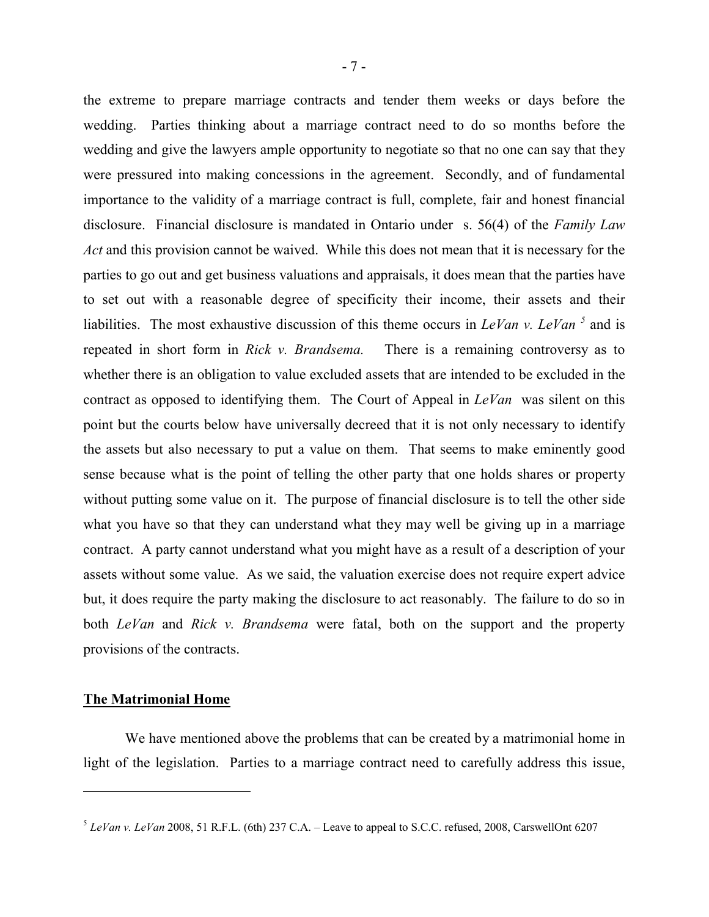the extreme to prepare marriage contracts and tender them weeks or days before the wedding. Parties thinking about a marriage contract need to do so months before the wedding and give the lawyers ample opportunity to negotiate so that no one can say that they were pressured into making concessions in the agreement. Secondly, and of fundamental importance to the validity of a marriage contract is full, complete, fair and honest financial disclosure. Financial disclosure is mandated in Ontario under s. 56(4) of the *Family Law Act* and this provision cannot be waived. While this does not mean that it is necessary for the parties to go out and get business valuations and appraisals, it does mean that the parties have to set out with a reasonable degree of specificity their income, their assets and their liabilities. The most exhaustive discussion of this theme occurs in *LeVan v. LeVan* [5] and is repeated in short form in *Rick v. Brandsema.* There is a remaining controversy as to whether there is an obligation to value excluded assets that are intended to be excluded in the contract as opposed to identifying them. The Court of Appeal in *LeVan* was silent on this point but the courts below have universally decreed that it is not only necessary to identify the assets but also necessary to put a value on them. That seems to make eminently good sense because what is the point of telling the other party that one holds shares or property without putting some value on it. The purpose of financial disclosure is to tell the other side what you have so that they can understand what they may well be giving up in a marriage contract. A party cannot understand what you might have as a result of a description of your assets without some value. As we said, the valuation exercise does not require expert advice but, it does require the party making the disclosure to act reasonably. The failure to do so in both *LeVan* and *Rick v. Brandsema* were fatal, both on the support and the property provisions of the contracts.

## **The Matrimonial Home**

We have mentioned above the problems that can be created by a matrimonial home in light of the legislation. Parties to a marriage contract need to carefully address this issue,

---

[5] *LeVan v. LeVan* 2008, 51 R.F.L. (6th) 237 C.A. – Leave to appeal to S.C.C. refused, 2008, CarswellOnt 6207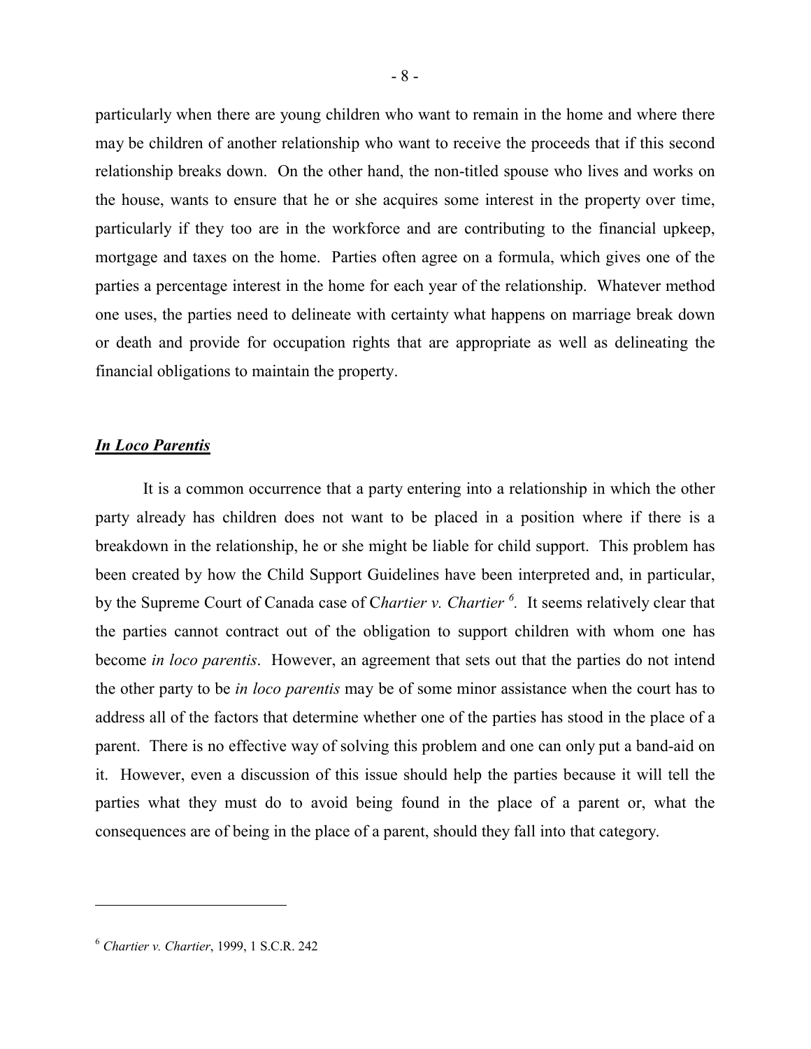particularly when there are young children who want to remain in the home and where there may be children of another relationship who want to receive the proceeds that if this second relationship breaks down. On the other hand, the non-titled spouse who lives and works on the house, wants to ensure that he or she acquires some interest in the property over time, particularly if they too are in the workforce and are contributing to the financial upkeep, mortgage and taxes on the home. Parties often agree on a formula, which gives one of the parties a percentage interest in the home for each year of the relationship. Whatever method one uses, the parties need to delineate with certainty what happens on marriage break down or death and provide for occupation rights that are appropriate as well as delineating the financial obligations to maintain the property.

## ***In Loco Parentis***

It is a common occurrence that a party entering into a relationship in which the other party already has children does not want to be placed in a position where if there is a breakdown in the relationship, he or she might be liable for child support. This problem has been created by how the Child Support Guidelines have been interpreted and, in particular, by the Supreme Court of Canada case of C*hartier v. Chartier* [6]. It seems relatively clear that the parties cannot contract out of the obligation to support children with whom one has become *in loco parentis*. However, an agreement that sets out that the parties do not intend the other party to be *in loco parentis* may be of some minor assistance when the court has to address all of the factors that determine whether one of the parties has stood in the place of a parent. There is no effective way of solving this problem and one can only put a band-aid on it. However, even a discussion of this issue should help the parties because it will tell the parties what they must do to avoid being found in the place of a parent or, what the consequences are of being in the place of a parent, should they fall into that category.

---

[6] *Chartier v. Chartier*, 1999, 1 S.C.R. 242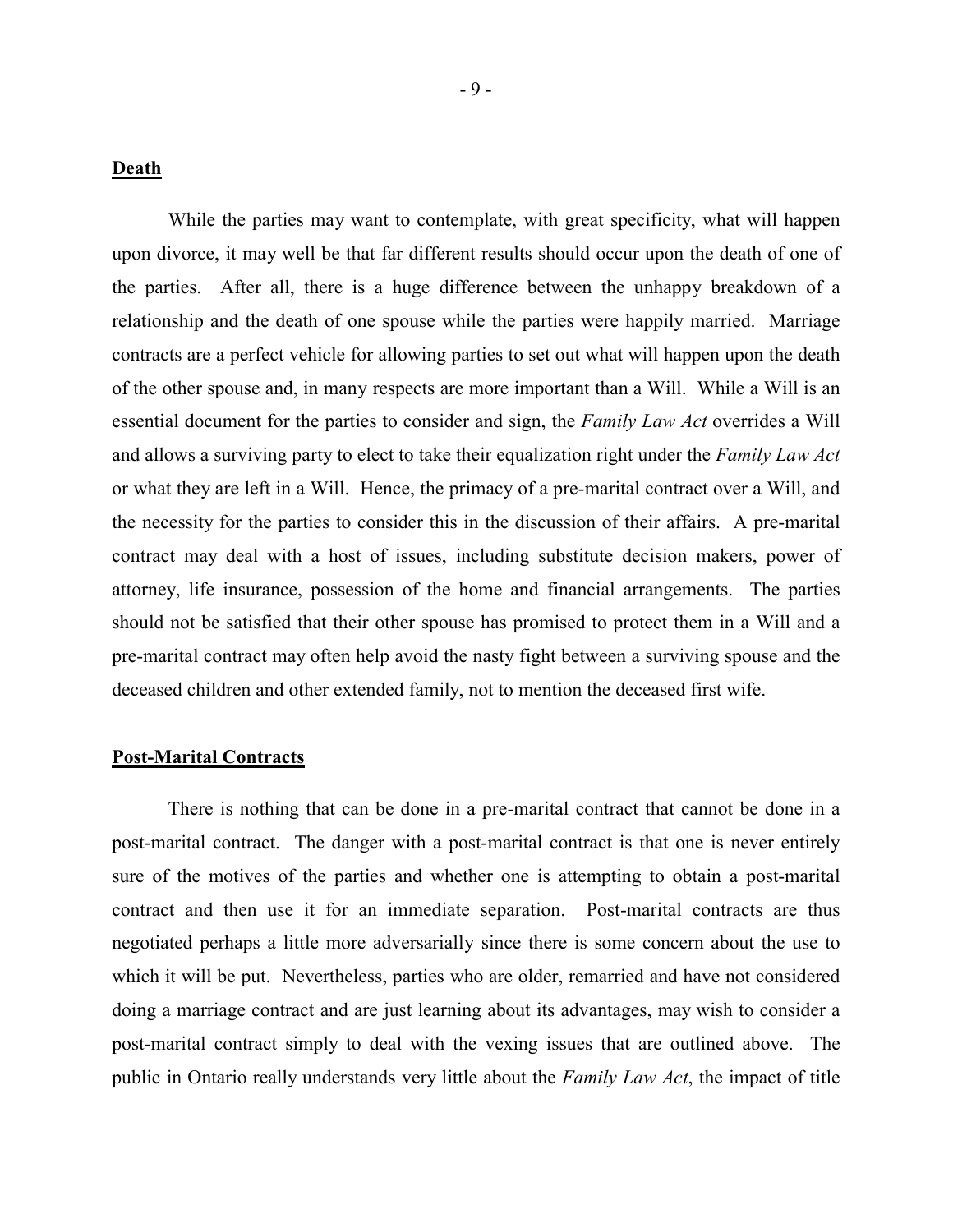## **Death**

While the parties may want to contemplate, with great specificity, what will happen upon divorce, it may well be that far different results should occur upon the death of one of the parties. After all, there is a huge difference between the unhappy breakdown of a relationship and the death of one spouse while the parties were happily married. Marriage contracts are a perfect vehicle for allowing parties to set out what will happen upon the death of the other spouse and, in many respects are more important than a Will. While a Will is an essential document for the parties to consider and sign, the *Family Law Act* overrides a Will and allows a surviving party to elect to take their equalization right under the *Family Law Act* or what they are left in a Will. Hence, the primacy of a pre-marital contract over a Will, and the necessity for the parties to consider this in the discussion of their affairs. A pre-marital contract may deal with a host of issues, including substitute decision makers, power of attorney, life insurance, possession of the home and financial arrangements. The parties should not be satisfied that their other spouse has promised to protect them in a Will and a pre-marital contract may often help avoid the nasty fight between a surviving spouse and the deceased children and other extended family, not to mention the deceased first wife.

## **Post-Marital Contracts**

There is nothing that can be done in a pre-marital contract that cannot be done in a post-marital contract. The danger with a post-marital contract is that one is never entirely sure of the motives of the parties and whether one is attempting to obtain a post-marital contract and then use it for an immediate separation. Post-marital contracts are thus negotiated perhaps a little more adversarially since there is some concern about the use to which it will be put. Nevertheless, parties who are older, remarried and have not considered doing a marriage contract and are just learning about its advantages, may wish to consider a post-marital contract simply to deal with the vexing issues that are outlined above. The public in Ontario really understands very little about the *Family Law Act*, the impact of title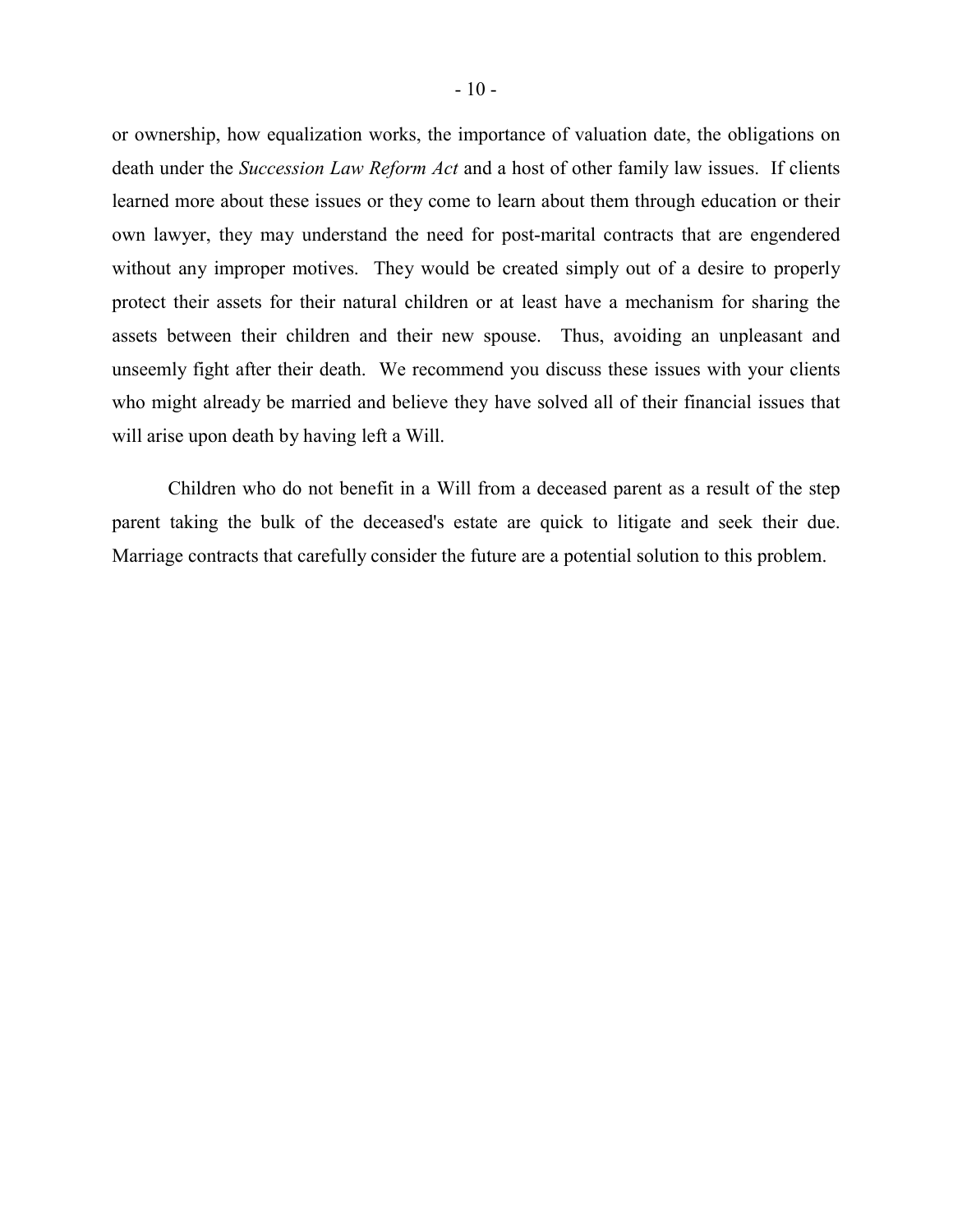or ownership, how equalization works, the importance of valuation date, the obligations on death under the *Succession Law Reform Act* and a host of other family law issues. If clients learned more about these issues or they come to learn about them through education or their own lawyer, they may understand the need for post-marital contracts that are engendered without any improper motives. They would be created simply out of a desire to properly protect their assets for their natural children or at least have a mechanism for sharing the assets between their children and their new spouse. Thus, avoiding an unpleasant and unseemly fight after their death. We recommend you discuss these issues with your clients who might already be married and believe they have solved all of their financial issues that will arise upon death by having left a Will.

Children who do not benefit in a Will from a deceased parent as a result of the step parent taking the bulk of the deceased's estate are quick to litigate and seek their due. Marriage contracts that carefully consider the future are a potential solution to this problem.